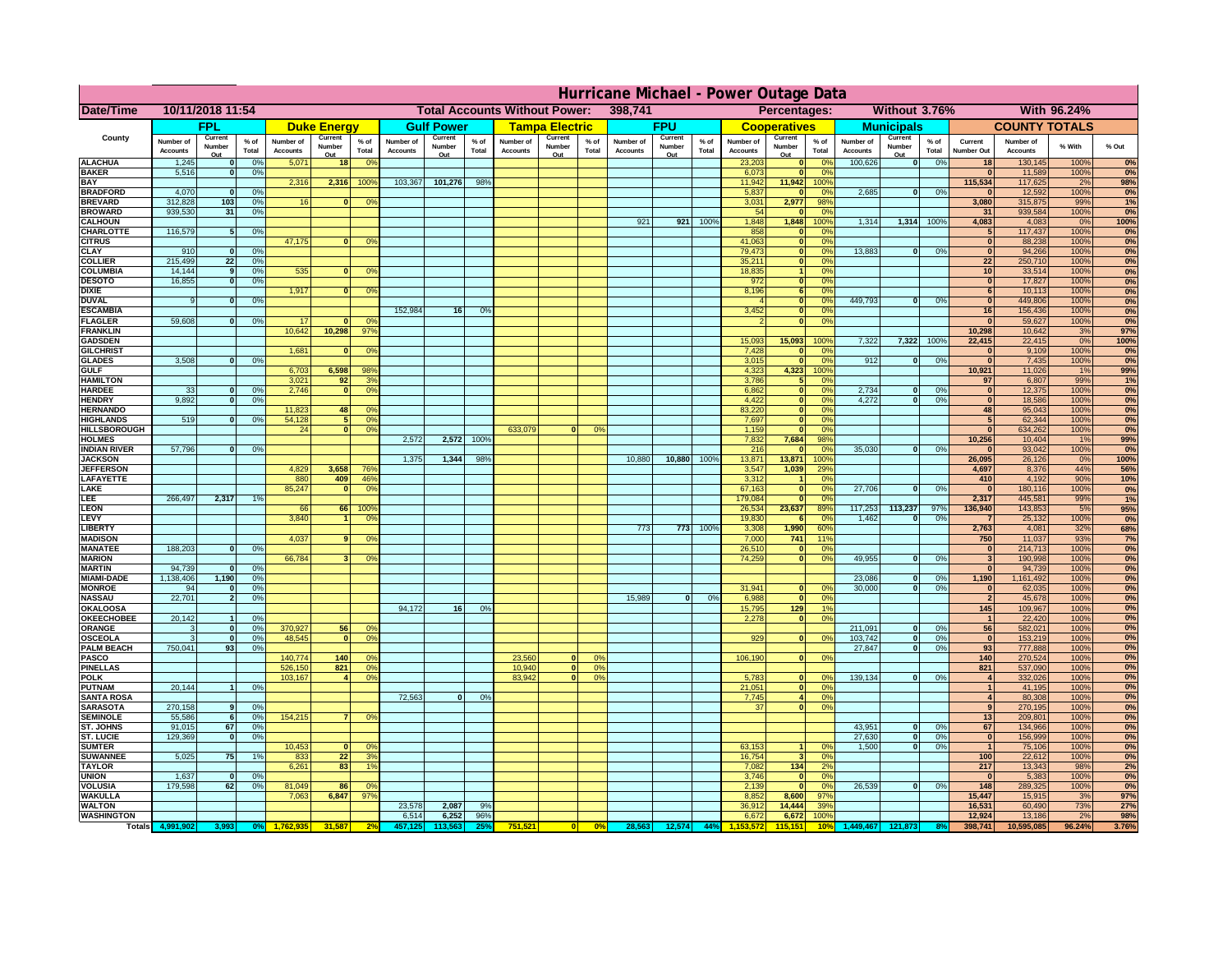# Hurricane Michael - Power Outage Data

| Date/Time | 10/11/2018 11:54 | | | | | | Total Accounts Without Power: | | | 398,741 | | | | | | Percentages: | | | Without 3.76% | | | With 96.24% | | | |
|---|---|---|---|---|---|---|---|---|---|---|---|---|---|---|---|---|---|---|---|---|---|---|---|---|---|
| County | FPL | | | Duke Energy | | | Gulf Power | | | Tampa Electric | | | FPU | | | Cooperatives | | | Municipals | | | COUNTY TOTALS | | | |
| | Number of Accounts | Current Number Out | % of Total | Number of Accounts | Current Number Out | % of Total | Number of Accounts | Current Number Out | % of Total | Number of Accounts | Current Number Out | % of Total | Number of Accounts | Current Number Out | % of Total | Number of Accounts | Current Number Out | % of Total | Number of Accounts | Current Number Out | % of Total | Current Number Out | Number of Accounts | % With | % Out |
| ALACHUA | 1,245 | 0 | 0% | 5,071 | 18 | 0% | | | | | | | | | | 23,203 | 0 | 0% | 100,626 | 0 | 0% | 18 | 130,145 | 100% | 0% |
| BAKER | 5,516 | 0 | 0% | | | | | | | | | | | | | 6,073 | 0 | 0% | | | | 0 | 11,589 | 100% | 0% |
| BAY | | | | 2,316 | 2,316 | 100% | 103,367 | 101,276 | 98% | | | | | | | 11,942 | 11,942 | 100% | | | | 115,534 | 117,625 | 2% | 98% |
| BRADFORD | 4,070 | 0 | 0% | | | | | | | | | | | | | 5,837 | 0 | 0% | 2,685 | 0 | 0% | 0 | 12,592 | 100% | 0% |
| BREVARD | 312,828 | 103 | 0% | 16 | 0 | 0% | | | | | | | | | | 3,031 | 2,977 | 98% | | | | 3,080 | 315,875 | 99% | 1% |
| BROWARD | 939,530 | 31 | 0% | | | | | | | | | | | | | 54 | 0 | 0% | | | | 31 | 939,584 | 100% | 0% |
| CALHOUN | | | | | | | | | | | | | 921 | 921 | 100% | 1,848 | 1,848 | 100% | 1,314 | 1,314 | 100% | 4,083 | 4,083 | 0% | 100% |
| CHARLOTTE | 116,579 | 5 | 0% | | | | | | | | | | | | | 858 | 0 | 0% | | | | 5 | 117,437 | 100% | 0% |
| CITRUS | | | | 47,175 | 0 | 0% | | | | | | | | | | 41,063 | 0 | 0% | | | | 0 | 88,238 | 100% | 0% |
| CLAY | 910 | 0 | 0% | | | | | | | | | | | | | 79,473 | 0 | 0% | 13,883 | 0 | 0% | 0 | 94,266 | 100% | 0% |
| COLLIER | 215,499 | 22 | 0% | | | | | | | | | | | | | 35,211 | 0 | 0% | | | | 22 | 250,710 | 100% | 0% |
| COLUMBIA | 14,144 | 9 | 0% | 535 | 0 | 0% | | | | | | | | | | 18,835 | 1 | 0% | | | | 10 | 33,514 | 100% | 0% |
| DESOTO | 16,855 | 0 | 0% | | | | | | | | | | | | | 972 | 0 | 0% | | | | 0 | 17,827 | 100% | 0% |
| DIXIE | | | | 1,917 | 0 | 0% | | | | | | | | | | 8,196 | 6 | 0% | | | | 6 | 10,113 | 100% | 0% |
| DUVAL | 9 | 0 | 0% | | | | | | | | | | | | | 4 | 0 | 0% | 449,793 | 0 | 0% | 0 | 449,806 | 100% | 0% |
| ESCAMBIA | | | | | | | 152,984 | 16 | 0% | | | | | | | 3,452 | 0 | 0% | | | | 16 | 156,436 | 100% | 0% |
| FLAGLER | 59,608 | 0 | 0% | 17 | 0 | 0% | | | | | | | | | | 2 | 0 | 0% | | | | 0 | 59,627 | 100% | 0% |
| FRANKLIN | | | | 10,642 | 10,298 | 97% | | | | | | | | | | | | | | | | 10,298 | 10,642 | 3% | 97% |
| GADSDEN | | | | | | | | | | | | | | | | 15,093 | 15,093 | 100% | 7,322 | 7,322 | 100% | 22,415 | 22,415 | 0% | 100% |
| GILCHRIST | | | | 1,681 | 0 | 0% | | | | | | | | | | 7,428 | 0 | 0% | | | | 0 | 9,109 | 100% | 0% |
| GLADES | 3,508 | 0 | 0% | | | | | | | | | | | | | 3,015 | 0 | 0% | 912 | 0 | 0% | 0 | 7,435 | 100% | 0% |
| GULF | | | | 6,703 | 6,598 | 98% | | | | | | | | | | 4,323 | 4,323 | 100% | | | | 10,921 | 11,026 | 1% | 99% |
| HAMILTON | | | | 3,021 | 92 | 3% | | | | | | | | | | 3,786 | 5 | 0% | | | | 97 | 6,807 | 99% | 1% |
| HARDEE | 33 | 0 | 0% | 2,746 | 0 | 0% | | | | | | | | | | 6,862 | 0 | 0% | 2,734 | 0 | 0% | 0 | 12,375 | 100% | 0% |
| HENDRY | 9,892 | 0 | 0% | | | | | | | | | | | | | 4,422 | 0 | 0% | 4,272 | 0 | 0% | 0 | 18,586 | 100% | 0% |
| HERNANDO | | | | 11,823 | 48 | 0% | | | | | | | | | | 83,220 | 0 | 0% | | | | 48 | 95,043 | 100% | 0% |
| HIGHLANDS | 519 | 0 | 0% | 54,128 | 5 | 0% | | | | | | | | | | 7,697 | 0 | 0% | | | | 5 | 62,344 | 100% | 0% |
| HILLSBOROUGH | | | | 24 | 0 | 0% | | | | 633,079 | 0 | 0% | | | | 1,159 | 0 | 0% | | | | 0 | 634,262 | 100% | 0% |
| HOLMES | | | | | | | 2,572 | 2,572 | 100% | | | | | | | 7,832 | 7,684 | 98% | | | | 10,256 | 10,404 | 1% | 99% |
| INDIAN RIVER | 57,796 | 0 | 0% | | | | | | | | | | | | | 216 | 0 | 0% | 35,030 | 0 | 0% | 0 | 93,042 | 100% | 0% |
| JACKSON | | | | | | | 1,375 | 1,344 | 98% | | | | 10,880 | 10,880 | 100% | 13,871 | 13,871 | 100% | | | | 26,095 | 26,126 | 0% | 100% |
| JEFFERSON | | | | 4,829 | 3,658 | 76% | | | | | | | | | | 3,547 | 1,039 | 29% | | | | 4,697 | 8,376 | 44% | 56% |
| LAFAYETTE | | | | 880 | 409 | 46% | | | | | | | | | | 3,312 | 1 | 0% | | | | 410 | 4,192 | 90% | 10% |
| LAKE | | | | 85,247 | 0 | 0% | | | | | | | | | | 67,163 | 0 | 0% | 27,706 | 0 | 0% | 0 | 180,116 | 100% | 0% |
| LEE | 266,497 | 2,317 | 1% | | | | | | | | | | | | | 179,084 | 0 | 0% | | | | 2,317 | 445,581 | 99% | 1% |
| LEON | | | | 66 | 66 | 100% | | | | | | | | | | 26,534 | 23,637 | 89% | 117,253 | 113,237 | 97% | 136,940 | 143,853 | 5% | 95% |
| LEVY | | | | 3,840 | 1 | 0% | | | | | | | | | | 19,830 | 6 | 0% | 1,462 | 0 | 0% | 7 | 25,132 | 100% | 0% |
| LIBERTY | | | | | | | | | | | | | 773 | 773 | 100% | 3,308 | 1,990 | 60% | | | | 2,763 | 4,081 | 32% | 68% |
| MADISON | | | | 4,037 | 9 | 0% | | | | | | | | | | 7,000 | 741 | 11% | | | | 750 | 11,037 | 93% | 7% |
| MANATEE | 188,203 | 0 | 0% | | | | | | | | | | | | | 26,510 | 0 | 0% | | | | 0 | 214,713 | 100% | 0% |
| MARION | | | | 66,784 | 3 | 0% | | | | | | | | | | 74,259 | 0 | 0% | 49,955 | 0 | 0% | 3 | 190,998 | 100% | 0% |
| MARTIN | 94,739 | 0 | 0% | | | | | | | | | | | | | | | | | | | 0 | 94,739 | 100% | 0% |
| MIAMI-DADE | 1,138,406 | 1,190 | 0% | | | | | | | | | | | | | | | | 23,086 | 0 | 0% | 1,190 | 1,161,492 | 100% | 0% |
| MONROE | 94 | 0 | 0% | | | | | | | | | | | | | 31,941 | 0 | 0% | 30,000 | 0 | 0% | 0 | 62,035 | 100% | 0% |
| NASSAU | 22,701 | 2 | 0% | | | | | | | | | | 15,989 | 0 | 0% | 6,988 | 0 | 0% | | | | 2 | 45,678 | 100% | 0% |
| OKALOOSA | | | | | | | 94,172 | 16 | 0% | | | | | | | 15,795 | 129 | 1% | | | | 145 | 109,967 | 100% | 0% |
| OKEECHOBEE | 20,142 | 1 | 0% | | | | | | | | | | | | | 2,278 | 0 | 0% | | | | 1 | 22,420 | 100% | 0% |
| ORANGE | 3 | 0 | 0% | 370,927 | 56 | 0% | | | | | | | | | | | | | 211,091 | 0 | 0% | 56 | 582,021 | 100% | 0% |
| OSCEOLA | 3 | 0 | 0% | 48,545 | 0 | 0% | | | | | | | | | | 929 | 0 | 0% | 103,742 | 0 | 0% | 0 | 153,219 | 100% | 0% |
| PALM BEACH | 750,041 | 93 | 0% | | | | | | | | | | | | | | | | 27,847 | 0 | 0% | 93 | 777,888 | 100% | 0% |
| PASCO | | | | 140,774 | 140 | 0% | | | | 23,560 | 0 | 0% | | | | 106,190 | 0 | 0% | | | | 140 | 270,524 | 100% | 0% |
| PINELLAS | | | | 526,150 | 821 | 0% | | | | 10,940 | 0 | 0% | | | | | | | | | | 821 | 537,090 | 100% | 0% |
| POLK | | | | 103,167 | 4 | 0% | | | | 83,942 | 0 | 0% | | | | 5,783 | 0 | 0% | 139,134 | 0 | 0% | 4 | 332,026 | 100% | 0% |
| PUTNAM | 20,144 | 1 | 0% | | | | | | | | | | | | | 21,051 | 0 | 0% | | | | 1 | 41,195 | 100% | 0% |
| SANTA ROSA | | | | | | | 72,563 | 0 | 0% | | | | | | | 7,745 | 4 | 0% | | | | 4 | 80,308 | 100% | 0% |
| SARASOTA | 270,158 | 9 | 0% | | | | | | | | | | | | | 37 | 0 | 0% | | | | 9 | 270,195 | 100% | 0% |
| SEMINOLE | 55,586 | 6 | 0% | 154,215 | 7 | 0% | | | | | | | | | | | | | | | | 13 | 209,801 | 100% | 0% |
| ST. JOHNS | 91,015 | 67 | 0% | | | | | | | | | | | | | | | | 43,951 | 0 | 0% | 67 | 134,966 | 100% | 0% |
| ST. LUCIE | 129,369 | 0 | 0% | | | | | | | | | | | | | | | | 27,630 | 0 | 0% | 0 | 156,999 | 100% | 0% |
| SUMTER | | | | 10,453 | 0 | 0% | | | | | | | | | | 63,153 | 1 | 0% | 1,500 | 0 | 0% | 1 | 75,106 | 100% | 0% |
| SUWANNEE | 5,025 | 75 | 1% | 833 | 22 | 3% | | | | | | | | | | 16,754 | 3 | 0% | | | | 100 | 22,612 | 100% | 0% |
| TAYLOR | | | | 6,261 | 83 | 1% | | | | | | | | | | 7,082 | 134 | 2% | | | | 217 | 13,343 | 98% | 2% |
| UNION | 1,637 | 0 | 0% | | | | | | | | | | | | | 3,746 | 0 | 0% | | | | 0 | 5,383 | 100% | 0% |
| VOLUSIA | 179,598 | 62 | 0% | 81,049 | 86 | 0% | | | | | | | | | | 2,139 | 0 | 0% | 26,539 | 0 | 0% | 148 | 289,325 | 100% | 0% |
| WAKULLA | | | | 7,063 | 6,847 | 97% | | | | | | | | | | 8,852 | 8,600 | 97% | | | | 15,447 | 15,915 | 3% | 97% |
| WALTON | | | | | | | 23,578 | 2,087 | 9% | | | | | | | 36,912 | 14,444 | 39% | | | | 16,531 | 60,490 | 73% | 27% |
| WASHINGTON | | | | | | | 6,514 | 6,252 | 96% | | | | | | | 6,672 | 6,672 | 100% | | | | 12,924 | 13,186 | 2% | 98% |
| Totals | 4,991,902 | 3,993 | 0% | 1,762,935 | 31,587 | 2% | 457,125 | 113,563 | 25% | 751,521 | 0 | 0% | 28,563 | 12,574 | 44% | 1,153,572 | 115,151 | 10% | 1,449,467 | 121,873 | 8% | 398,741 | 10,595,085 | 96.24% | 3.76% |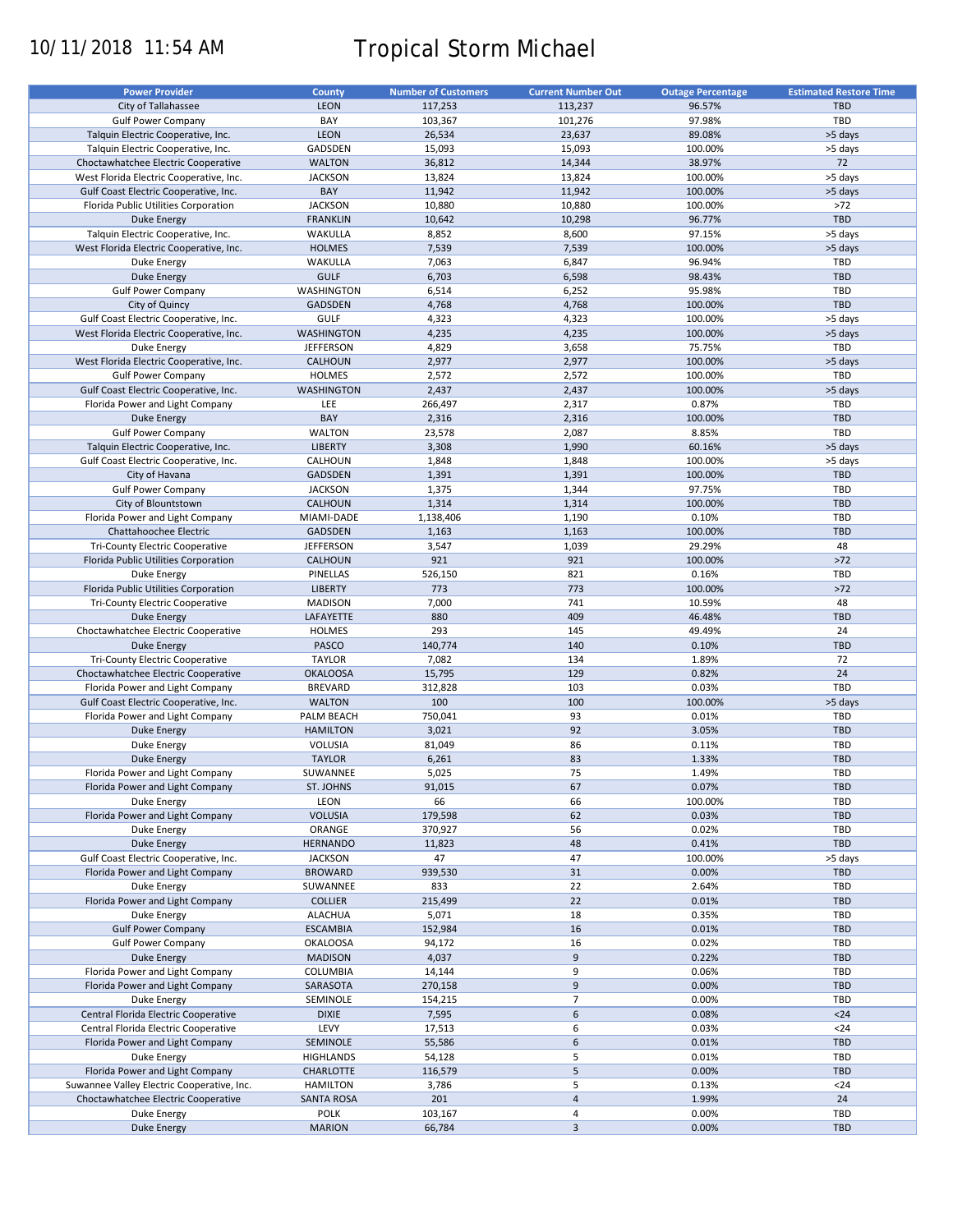10/11/2018 11:54 AM

# Tropical Storm Michael

| Power Provider | County | Number of Customers | Current Number Out | Outage Percentage | Estimated Restore Time |
|---|---|---|---|---|---|
| City of Tallahassee | LEON | 117,253 | 113,237 | 96.57% | TBD |
| Gulf Power Company | BAY | 103,367 | 101,276 | 97.98% | TBD |
| Talquin Electric Cooperative, Inc. | LEON | 26,534 | 23,637 | 89.08% | >5 days |
| Talquin Electric Cooperative, Inc. | GADSDEN | 15,093 | 15,093 | 100.00% | >5 days |
| Choctawhatchee Electric Cooperative | WALTON | 36,812 | 14,344 | 38.97% | 72 |
| West Florida Electric Cooperative, Inc. | JACKSON | 13,824 | 13,824 | 100.00% | >5 days |
| Gulf Coast Electric Cooperative, Inc. | BAY | 11,942 | 11,942 | 100.00% | >5 days |
| Florida Public Utilities Corporation | JACKSON | 10,880 | 10,880 | 100.00% | >72 |
| Duke Energy | FRANKLIN | 10,642 | 10,298 | 96.77% | TBD |
| Talquin Electric Cooperative, Inc. | WAKULLA | 8,852 | 8,600 | 97.15% | >5 days |
| West Florida Electric Cooperative, Inc. | HOLMES | 7,539 | 7,539 | 100.00% | >5 days |
| Duke Energy | WAKULLA | 7,063 | 6,847 | 96.94% | TBD |
| Duke Energy | GULF | 6,703 | 6,598 | 98.43% | TBD |
| Gulf Power Company | WASHINGTON | 6,514 | 6,252 | 95.98% | TBD |
| City of Quincy | GADSDEN | 4,768 | 4,768 | 100.00% | TBD |
| Gulf Coast Electric Cooperative, Inc. | GULF | 4,323 | 4,323 | 100.00% | >5 days |
| West Florida Electric Cooperative, Inc. | WASHINGTON | 4,235 | 4,235 | 100.00% | >5 days |
| Duke Energy | JEFFERSON | 4,829 | 3,658 | 75.75% | TBD |
| West Florida Electric Cooperative, Inc. | CALHOUN | 2,977 | 2,977 | 100.00% | >5 days |
| Gulf Power Company | HOLMES | 2,572 | 2,572 | 100.00% | TBD |
| Gulf Coast Electric Cooperative, Inc. | WASHINGTON | 2,437 | 2,437 | 100.00% | >5 days |
| Florida Power and Light Company | LEE | 266,497 | 2,317 | 0.87% | TBD |
| Duke Energy | BAY | 2,316 | 2,316 | 100.00% | TBD |
| Gulf Power Company | WALTON | 23,578 | 2,087 | 8.85% | TBD |
| Talquin Electric Cooperative, Inc. | LIBERTY | 3,308 | 1,990 | 60.16% | >5 days |
| Gulf Coast Electric Cooperative, Inc. | CALHOUN | 1,848 | 1,848 | 100.00% | >5 days |
| City of Havana | GADSDEN | 1,391 | 1,391 | 100.00% | TBD |
| Gulf Power Company | JACKSON | 1,375 | 1,344 | 97.75% | TBD |
| City of Blountstown | CALHOUN | 1,314 | 1,314 | 100.00% | TBD |
| Florida Power and Light Company | MIAMI-DADE | 1,138,406 | 1,190 | 0.10% | TBD |
| Chattahoochee Electric | GADSDEN | 1,163 | 1,163 | 100.00% | TBD |
| Tri-County Electric Cooperative | JEFFERSON | 3,547 | 1,039 | 29.29% | 48 |
| Florida Public Utilities Corporation | CALHOUN | 921 | 921 | 100.00% | >72 |
| Duke Energy | PINELLAS | 526,150 | 821 | 0.16% | TBD |
| Florida Public Utilities Corporation | LIBERTY | 773 | 773 | 100.00% | >72 |
| Tri-County Electric Cooperative | MADISON | 7,000 | 741 | 10.59% | 48 |
| Duke Energy | LAFAYETTE | 880 | 409 | 46.48% | TBD |
| Choctawhatchee Electric Cooperative | HOLMES | 293 | 145 | 49.49% | 24 |
| Duke Energy | PASCO | 140,774 | 140 | 0.10% | TBD |
| Tri-County Electric Cooperative | TAYLOR | 7,082 | 134 | 1.89% | 72 |
| Choctawhatchee Electric Cooperative | OKALOOSA | 15,795 | 129 | 0.82% | 24 |
| Florida Power and Light Company | BREVARD | 312,828 | 103 | 0.03% | TBD |
| Gulf Coast Electric Cooperative, Inc. | WALTON | 100 | 100 | 100.00% | >5 days |
| Florida Power and Light Company | PALM BEACH | 750,041 | 93 | 0.01% | TBD |
| Duke Energy | HAMILTON | 3,021 | 92 | 3.05% | TBD |
| Duke Energy | VOLUSIA | 81,049 | 86 | 0.11% | TBD |
| Duke Energy | TAYLOR | 6,261 | 83 | 1.33% | TBD |
| Florida Power and Light Company | SUWANNEE | 5,025 | 75 | 1.49% | TBD |
| Florida Power and Light Company | ST. JOHNS | 91,015 | 67 | 0.07% | TBD |
| Duke Energy | LEON | 66 | 66 | 100.00% | TBD |
| Florida Power and Light Company | VOLUSIA | 179,598 | 62 | 0.03% | TBD |
| Duke Energy | ORANGE | 370,927 | 56 | 0.02% | TBD |
| Duke Energy | HERNANDO | 11,823 | 48 | 0.41% | TBD |
| Gulf Coast Electric Cooperative, Inc. | JACKSON | 47 | 47 | 100.00% | >5 days |
| Florida Power and Light Company | BROWARD | 939,530 | 31 | 0.00% | TBD |
| Duke Energy | SUWANNEE | 833 | 22 | 2.64% | TBD |
| Florida Power and Light Company | COLLIER | 215,499 | 22 | 0.01% | TBD |
| Duke Energy | ALACHUA | 5,071 | 18 | 0.35% | TBD |
| Gulf Power Company | ESCAMBIA | 152,984 | 16 | 0.01% | TBD |
| Gulf Power Company | OKALOOSA | 94,172 | 16 | 0.02% | TBD |
| Duke Energy | MADISON | 4,037 | 9 | 0.22% | TBD |
| Florida Power and Light Company | COLUMBIA | 14,144 | 9 | 0.06% | TBD |
| Florida Power and Light Company | SARASOTA | 270,158 | 9 | 0.00% | TBD |
| Duke Energy | SEMINOLE | 154,215 | 7 | 0.00% | TBD |
| Central Florida Electric Cooperative | DIXIE | 7,595 | 6 | 0.08% | <24 |
| Central Florida Electric Cooperative | LEVY | 17,513 | 6 | 0.03% | <24 |
| Florida Power and Light Company | SEMINOLE | 55,586 | 6 | 0.01% | TBD |
| Duke Energy | HIGHLANDS | 54,128 | 5 | 0.01% | TBD |
| Florida Power and Light Company | CHARLOTTE | 116,579 | 5 | 0.00% | TBD |
| Suwannee Valley Electric Cooperative, Inc. | HAMILTON | 3,786 | 5 | 0.13% | <24 |
| Choctawhatchee Electric Cooperative | SANTA ROSA | 201 | 4 | 1.99% | 24 |
| Duke Energy | POLK | 103,167 | 4 | 0.00% | TBD |
| Duke Energy | MARION | 66,784 | 3 | 0.00% | TBD |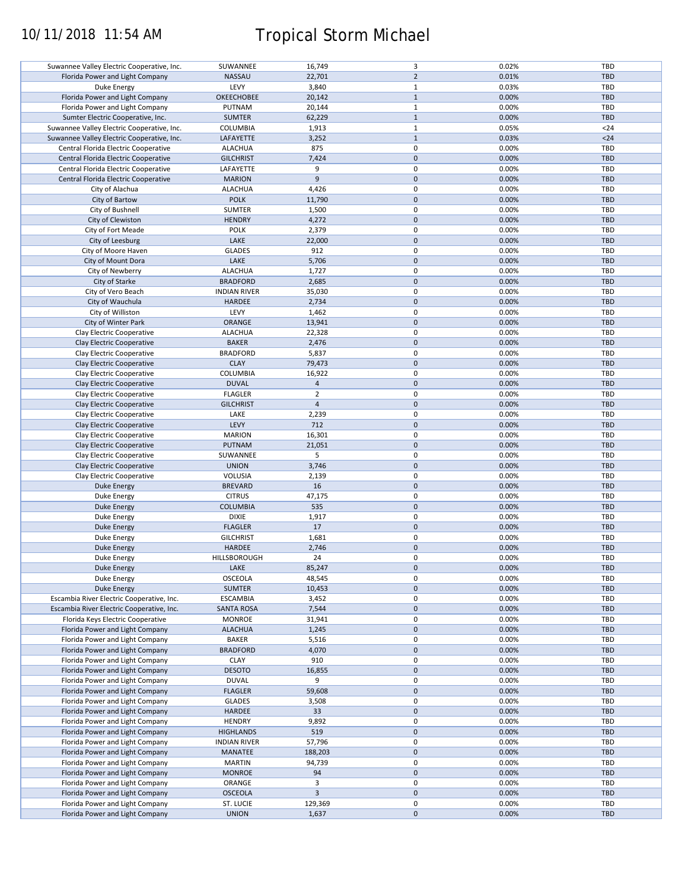| | | | | | |
|---|---|---|---|---|---|
| Suwannee Valley Electric Cooperative, Inc. | SUWANNEE | 16,749 | 3 | 0.02% | TBD |
| Florida Power and Light Company | NASSAU | 22,701 | 2 | 0.01% | TBD |
| Duke Energy | LEVY | 3,840 | 1 | 0.03% | TBD |
| Florida Power and Light Company | OKEECHOBEE | 20,142 | 1 | 0.00% | TBD |
| Florida Power and Light Company | PUTNAM | 20,144 | 1 | 0.00% | TBD |
| Sumter Electric Cooperative, Inc. | SUMTER | 62,229 | 1 | 0.00% | TBD |
| Suwannee Valley Electric Cooperative, Inc. | COLUMBIA | 1,913 | 1 | 0.05% | <24 |
| Suwannee Valley Electric Cooperative, Inc. | LAFAYETTE | 3,252 | 1 | 0.03% | <24 |
| Central Florida Electric Cooperative | ALACHUA | 875 | 0 | 0.00% | TBD |
| Central Florida Electric Cooperative | GILCHRIST | 7,424 | 0 | 0.00% | TBD |
| Central Florida Electric Cooperative | LAFAYETTE | 9 | 0 | 0.00% | TBD |
| Central Florida Electric Cooperative | MARION | 9 | 0 | 0.00% | TBD |
| City of Alachua | ALACHUA | 4,426 | 0 | 0.00% | TBD |
| City of Bartow | POLK | 11,790 | 0 | 0.00% | TBD |
| City of Bushnell | SUMTER | 1,500 | 0 | 0.00% | TBD |
| City of Clewiston | HENDRY | 4,272 | 0 | 0.00% | TBD |
| City of Fort Meade | POLK | 2,379 | 0 | 0.00% | TBD |
| City of Leesburg | LAKE | 22,000 | 0 | 0.00% | TBD |
| City of Moore Haven | GLADES | 912 | 0 | 0.00% | TBD |
| City of Mount Dora | LAKE | 5,706 | 0 | 0.00% | TBD |
| City of Newberry | ALACHUA | 1,727 | 0 | 0.00% | TBD |
| City of Starke | BRADFORD | 2,685 | 0 | 0.00% | TBD |
| City of Vero Beach | INDIAN RIVER | 35,030 | 0 | 0.00% | TBD |
| City of Wauchula | HARDEE | 2,734 | 0 | 0.00% | TBD |
| City of Williston | LEVY | 1,462 | 0 | 0.00% | TBD |
| City of Winter Park | ORANGE | 13,941 | 0 | 0.00% | TBD |
| Clay Electric Cooperative | ALACHUA | 22,328 | 0 | 0.00% | TBD |
| Clay Electric Cooperative | BAKER | 2,476 | 0 | 0.00% | TBD |
| Clay Electric Cooperative | BRADFORD | 5,837 | 0 | 0.00% | TBD |
| Clay Electric Cooperative | CLAY | 79,473 | 0 | 0.00% | TBD |
| Clay Electric Cooperative | COLUMBIA | 16,922 | 0 | 0.00% | TBD |
| Clay Electric Cooperative | DUVAL | 4 | 0 | 0.00% | TBD |
| Clay Electric Cooperative | FLAGLER | 2 | 0 | 0.00% | TBD |
| Clay Electric Cooperative | GILCHRIST | 4 | 0 | 0.00% | TBD |
| Clay Electric Cooperative | LAKE | 2,239 | 0 | 0.00% | TBD |
| Clay Electric Cooperative | LEVY | 712 | 0 | 0.00% | TBD |
| Clay Electric Cooperative | MARION | 16,301 | 0 | 0.00% | TBD |
| Clay Electric Cooperative | PUTNAM | 21,051 | 0 | 0.00% | TBD |
| Clay Electric Cooperative | SUWANNEE | 5 | 0 | 0.00% | TBD |
| Clay Electric Cooperative | UNION | 3,746 | 0 | 0.00% | TBD |
| Clay Electric Cooperative | VOLUSIA | 2,139 | 0 | 0.00% | TBD |
| Duke Energy | BREVARD | 16 | 0 | 0.00% | TBD |
| Duke Energy | CITRUS | 47,175 | 0 | 0.00% | TBD |
| Duke Energy | COLUMBIA | 535 | 0 | 0.00% | TBD |
| Duke Energy | DIXIE | 1,917 | 0 | 0.00% | TBD |
| Duke Energy | FLAGLER | 17 | 0 | 0.00% | TBD |
| Duke Energy | GILCHRIST | 1,681 | 0 | 0.00% | TBD |
| Duke Energy | HARDEE | 2,746 | 0 | 0.00% | TBD |
| Duke Energy | HILLSBOROUGH | 24 | 0 | 0.00% | TBD |
| Duke Energy | LAKE | 85,247 | 0 | 0.00% | TBD |
| Duke Energy | OSCEOLA | 48,545 | 0 | 0.00% | TBD |
| Duke Energy | SUMTER | 10,453 | 0 | 0.00% | TBD |
| Escambia River Electric Cooperative, Inc. | ESCAMBIA | 3,452 | 0 | 0.00% | TBD |
| Escambia River Electric Cooperative, Inc. | SANTA ROSA | 7,544 | 0 | 0.00% | TBD |
| Florida Keys Electric Cooperative | MONROE | 31,941 | 0 | 0.00% | TBD |
| Florida Power and Light Company | ALACHUA | 1,245 | 0 | 0.00% | TBD |
| Florida Power and Light Company | BAKER | 5,516 | 0 | 0.00% | TBD |
| Florida Power and Light Company | BRADFORD | 4,070 | 0 | 0.00% | TBD |
| Florida Power and Light Company | CLAY | 910 | 0 | 0.00% | TBD |
| Florida Power and Light Company | DESOTO | 16,855 | 0 | 0.00% | TBD |
| Florida Power and Light Company | DUVAL | 9 | 0 | 0.00% | TBD |
| Florida Power and Light Company | FLAGLER | 59,608 | 0 | 0.00% | TBD |
| Florida Power and Light Company | GLADES | 3,508 | 0 | 0.00% | TBD |
| Florida Power and Light Company | HARDEE | 33 | 0 | 0.00% | TBD |
| Florida Power and Light Company | HENDRY | 9,892 | 0 | 0.00% | TBD |
| Florida Power and Light Company | HIGHLANDS | 519 | 0 | 0.00% | TBD |
| Florida Power and Light Company | INDIAN RIVER | 57,796 | 0 | 0.00% | TBD |
| Florida Power and Light Company | MANATEE | 188,203 | 0 | 0.00% | TBD |
| Florida Power and Light Company | MARTIN | 94,739 | 0 | 0.00% | TBD |
| Florida Power and Light Company | MONROE | 94 | 0 | 0.00% | TBD |
| Florida Power and Light Company | ORANGE | 3 | 0 | 0.00% | TBD |
| Florida Power and Light Company | OSCEOLA | 3 | 0 | 0.00% | TBD |
| Florida Power and Light Company | ST. LUCIE | 129,369 | 0 | 0.00% | TBD |
| Florida Power and Light Company | UNION | 1,637 | 0 | 0.00% | TBD |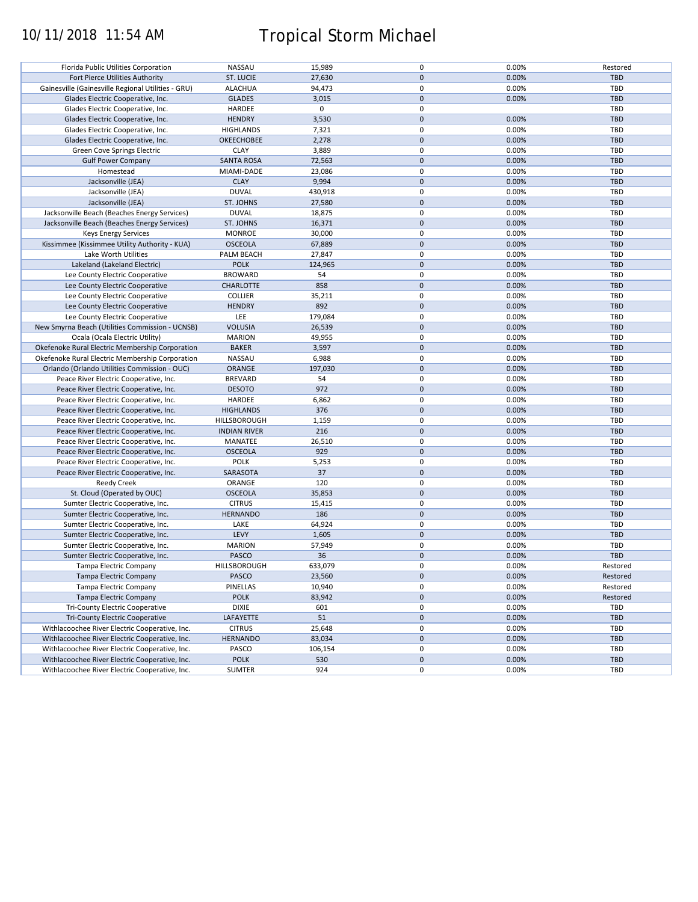10/11/2018 11:54 AM

# Tropical Storm Michael

| | | | | | |
|---|---|---|---|---|---|
| Florida Public Utilities Corporation | NASSAU | 15,989 | 0 | 0.00% | Restored |
| Fort Pierce Utilities Authority | ST. LUCIE | 27,630 | 0 | 0.00% | TBD |
| Gainesville (Gainesville Regional Utilities - GRU) | ALACHUA | 94,473 | 0 | 0.00% | TBD |
| Glades Electric Cooperative, Inc. | GLADES | 3,015 | 0 | 0.00% | TBD |
| Glades Electric Cooperative, Inc. | HARDEE | 0 | 0 | | TBD |
| Glades Electric Cooperative, Inc. | HENDRY | 3,530 | 0 | 0.00% | TBD |
| Glades Electric Cooperative, Inc. | HIGHLANDS | 7,321 | 0 | 0.00% | TBD |
| Glades Electric Cooperative, Inc. | OKEECHOBEE | 2,278 | 0 | 0.00% | TBD |
| Green Cove Springs Electric | CLAY | 3,889 | 0 | 0.00% | TBD |
| Gulf Power Company | SANTA ROSA | 72,563 | 0 | 0.00% | TBD |
| Homestead | MIAMI-DADE | 23,086 | 0 | 0.00% | TBD |
| Jacksonville (JEA) | CLAY | 9,994 | 0 | 0.00% | TBD |
| Jacksonville (JEA) | DUVAL | 430,918 | 0 | 0.00% | TBD |
| Jacksonville (JEA) | ST. JOHNS | 27,580 | 0 | 0.00% | TBD |
| Jacksonville Beach (Beaches Energy Services) | DUVAL | 18,875 | 0 | 0.00% | TBD |
| Jacksonville Beach (Beaches Energy Services) | ST. JOHNS | 16,371 | 0 | 0.00% | TBD |
| Keys Energy Services | MONROE | 30,000 | 0 | 0.00% | TBD |
| Kissimmee (Kissimmee Utility Authority - KUA) | OSCEOLA | 67,889 | 0 | 0.00% | TBD |
| Lake Worth Utilities | PALM BEACH | 27,847 | 0 | 0.00% | TBD |
| Lakeland (Lakeland Electric) | POLK | 124,965 | 0 | 0.00% | TBD |
| Lee County Electric Cooperative | BROWARD | 54 | 0 | 0.00% | TBD |
| Lee County Electric Cooperative | CHARLOTTE | 858 | 0 | 0.00% | TBD |
| Lee County Electric Cooperative | COLLIER | 35,211 | 0 | 0.00% | TBD |
| Lee County Electric Cooperative | HENDRY | 892 | 0 | 0.00% | TBD |
| Lee County Electric Cooperative | LEE | 179,084 | 0 | 0.00% | TBD |
| New Smyrna Beach (Utilities Commission - UCNSB) | VOLUSIA | 26,539 | 0 | 0.00% | TBD |
| Ocala (Ocala Electric Utility) | MARION | 49,955 | 0 | 0.00% | TBD |
| Okefenoke Rural Electric Membership Corporation | BAKER | 3,597 | 0 | 0.00% | TBD |
| Okefenoke Rural Electric Membership Corporation | NASSAU | 6,988 | 0 | 0.00% | TBD |
| Orlando (Orlando Utilities Commission - OUC) | ORANGE | 197,030 | 0 | 0.00% | TBD |
| Peace River Electric Cooperative, Inc. | BREVARD | 54 | 0 | 0.00% | TBD |
| Peace River Electric Cooperative, Inc. | DESOTO | 972 | 0 | 0.00% | TBD |
| Peace River Electric Cooperative, Inc. | HARDEE | 6,862 | 0 | 0.00% | TBD |
| Peace River Electric Cooperative, Inc. | HIGHLANDS | 376 | 0 | 0.00% | TBD |
| Peace River Electric Cooperative, Inc. | HILLSBOROUGH | 1,159 | 0 | 0.00% | TBD |
| Peace River Electric Cooperative, Inc. | INDIAN RIVER | 216 | 0 | 0.00% | TBD |
| Peace River Electric Cooperative, Inc. | MANATEE | 26,510 | 0 | 0.00% | TBD |
| Peace River Electric Cooperative, Inc. | OSCEOLA | 929 | 0 | 0.00% | TBD |
| Peace River Electric Cooperative, Inc. | POLK | 5,253 | 0 | 0.00% | TBD |
| Peace River Electric Cooperative, Inc. | SARASOTA | 37 | 0 | 0.00% | TBD |
| Reedy Creek | ORANGE | 120 | 0 | 0.00% | TBD |
| St. Cloud (Operated by OUC) | OSCEOLA | 35,853 | 0 | 0.00% | TBD |
| Sumter Electric Cooperative, Inc. | CITRUS | 15,415 | 0 | 0.00% | TBD |
| Sumter Electric Cooperative, Inc. | HERNANDO | 186 | 0 | 0.00% | TBD |
| Sumter Electric Cooperative, Inc. | LAKE | 64,924 | 0 | 0.00% | TBD |
| Sumter Electric Cooperative, Inc. | LEVY | 1,605 | 0 | 0.00% | TBD |
| Sumter Electric Cooperative, Inc. | MARION | 57,949 | 0 | 0.00% | TBD |
| Sumter Electric Cooperative, Inc. | PASCO | 36 | 0 | 0.00% | TBD |
| Tampa Electric Company | HILLSBOROUGH | 633,079 | 0 | 0.00% | Restored |
| Tampa Electric Company | PASCO | 23,560 | 0 | 0.00% | Restored |
| Tampa Electric Company | PINELLAS | 10,940 | 0 | 0.00% | Restored |
| Tampa Electric Company | POLK | 83,942 | 0 | 0.00% | Restored |
| Tri-County Electric Cooperative | DIXIE | 601 | 0 | 0.00% | TBD |
| Tri-County Electric Cooperative | LAFAYETTE | 51 | 0 | 0.00% | TBD |
| Withlacoochee River Electric Cooperative, Inc. | CITRUS | 25,648 | 0 | 0.00% | TBD |
| Withlacoochee River Electric Cooperative, Inc. | HERNANDO | 83,034 | 0 | 0.00% | TBD |
| Withlacoochee River Electric Cooperative, Inc. | PASCO | 106,154 | 0 | 0.00% | TBD |
| Withlacoochee River Electric Cooperative, Inc. | POLK | 530 | 0 | 0.00% | TBD |
| Withlacoochee River Electric Cooperative, Inc. | SUMTER | 924 | 0 | 0.00% | TBD |